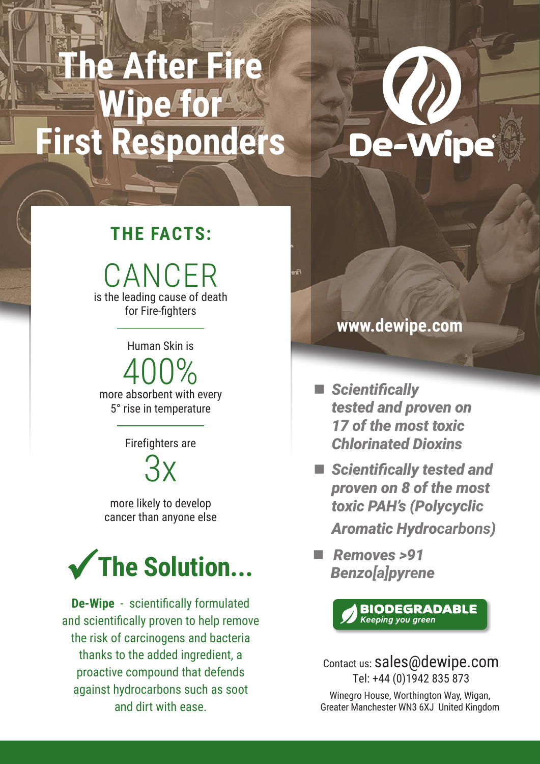# The After Fire Wipe for First Responders

De-Wipe®

## THE FACTS:

CANCER
is the leading cause of death for Fire-fighters

Human Skin is
400%
more absorbent with every 5° rise in temperature

Firefighters are
3x
more likely to develop cancer than anyone else

## ✓The Solution...

**De-Wipe** - scientifically formulated and scientifically proven to help remove the risk of carcinogens and bacteria thanks to the added ingredient, a proactive compound that defends against hydrocarbons such as soot and dirt with ease.

**www.dewipe.com**

- ***Scientifically tested and proven on 17 of the most toxic Chlorinated Dioxins***
- ***Scientifically tested and proven on 8 of the most toxic PAH's (Polycyclic Aromatic Hydrocarbons)***
- ***Removes >91 Benzo[a]pyrene***

**BIODEGRADABLE**
*Keeping you green*

Contact us: sales@dewipe.com
Tel: +44 (0)1942 835 873
Winegro House, Worthington Way, Wigan, Greater Manchester WN3 6XJ United Kingdom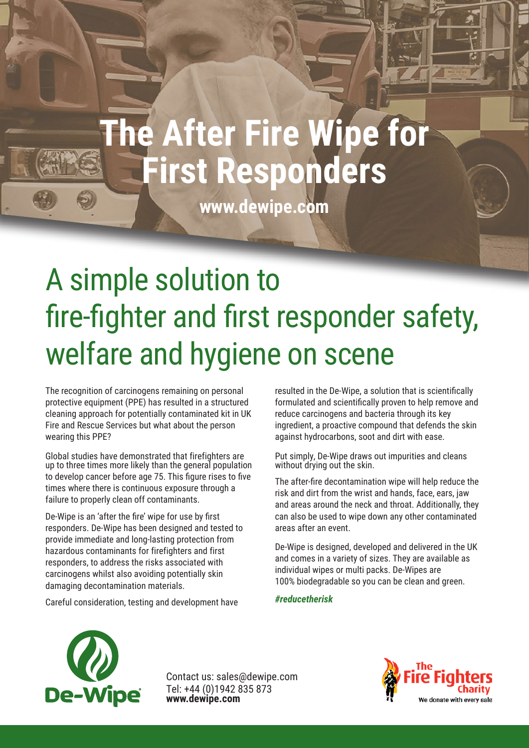# The After Fire Wipe for First Responders

**www.dewipe.com**

## A simple solution to fire-fighter and first responder safety, welfare and hygiene on scene

The recognition of carcinogens remaining on personal protective equipment (PPE) has resulted in a structured cleaning approach for potentially contaminated kit in UK Fire and Rescue Services but what about the person wearing this PPE?

Global studies have demonstrated that firefighters are up to three times more likely than the general population to develop cancer before age 75. This figure rises to five times where there is continuous exposure through a failure to properly clean off contaminants.

De-Wipe is an 'after the fire' wipe for use by first responders. De-Wipe has been designed and tested to provide immediate and long-lasting protection from hazardous contaminants for firefighters and first responders, to address the risks associated with carcinogens whilst also avoiding potentially skin damaging decontamination materials.

Careful consideration, testing and development have resulted in the De-Wipe, a solution that is scientifically formulated and scientifically proven to help remove and reduce carcinogens and bacteria through its key ingredient, a proactive compound that defends the skin against hydrocarbons, soot and dirt with ease.

Put simply, De-Wipe draws out impurities and cleans without drying out the skin.

The after-fire decontamination wipe will help reduce the risk and dirt from the wrist and hands, face, ears, jaw and areas around the neck and throat. Additionally, they can also be used to wipe down any other contaminated areas after an event.

De-Wipe is designed, developed and delivered in the UK and comes in a variety of sizes. They are available as individual wipes or multi packs. De-Wipes are 100% biodegradable so you can be clean and green.

***#reducetherisk***

De-Wipe®

Contact us: sales@dewipe.com
Tel: +44 (0)1942 835 873
**www.dewipe.com**

The Fire Fighters Charity
We donate with every sale